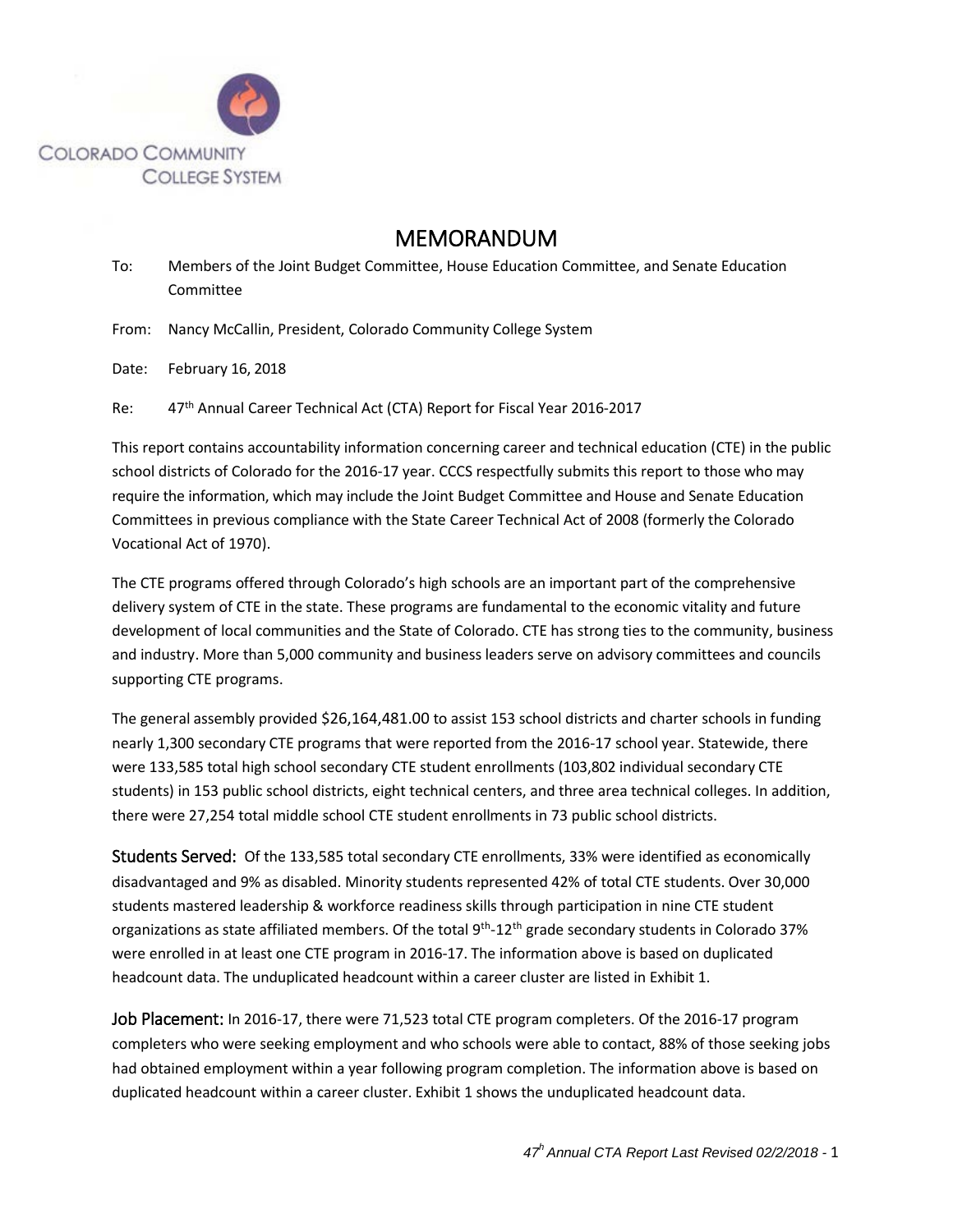COLORADO COMMUNITY COLLEGE SYSTEM

# MEMORANDUM

To: Members of the Joint Budget Committee, House Education Committee, and Senate Education Committee

From: Nancy McCallin, President, Colorado Community College System

Date: February 16, 2018

Re: 47th Annual Career Technical Act (CTA) Report for Fiscal Year 2016-2017

This report contains accountability information concerning career and technical education (CTE) in the public school districts of Colorado for the 2016-17 year. CCCS respectfully submits this report to those who may require the information, which may include the Joint Budget Committee and House and Senate Education Committees in previous compliance with the State Career Technical Act of 2008 (formerly the Colorado Vocational Act of 1970).

The CTE programs offered through Colorado's high schools are an important part of the comprehensive delivery system of CTE in the state. These programs are fundamental to the economic vitality and future development of local communities and the State of Colorado. CTE has strong ties to the community, business and industry. More than 5,000 community and business leaders serve on advisory committees and councils supporting CTE programs.

The general assembly provided $26,164,481.00 to assist 153 school districts and charter schools in funding nearly 1,300 secondary CTE programs that were reported from the 2016-17 school year. Statewide, there were 133,585 total high school secondary CTE student enrollments (103,802 individual secondary CTE students) in 153 public school districts, eight technical centers, and three area technical colleges. In addition, there were 27,254 total middle school CTE student enrollments in 73 public school districts.

**Students Served:** Of the 133,585 total secondary CTE enrollments, 33% were identified as economically disadvantaged and 9% as disabled. Minority students represented 42% of total CTE students. Over 30,000 students mastered leadership & workforce readiness skills through participation in nine CTE student organizations as state affiliated members. Of the total 9th-12th grade secondary students in Colorado 37% were enrolled in at least one CTE program in 2016-17. The information above is based on duplicated headcount data. The unduplicated headcount within a career cluster are listed in Exhibit 1.

**Job Placement:** In 2016-17, there were 71,523 total CTE program completers. Of the 2016-17 program completers who were seeking employment and who schools were able to contact, 88% of those seeking jobs had obtained employment within a year following program completion. The information above is based on duplicated headcount within a career cluster. Exhibit 1 shows the unduplicated headcount data.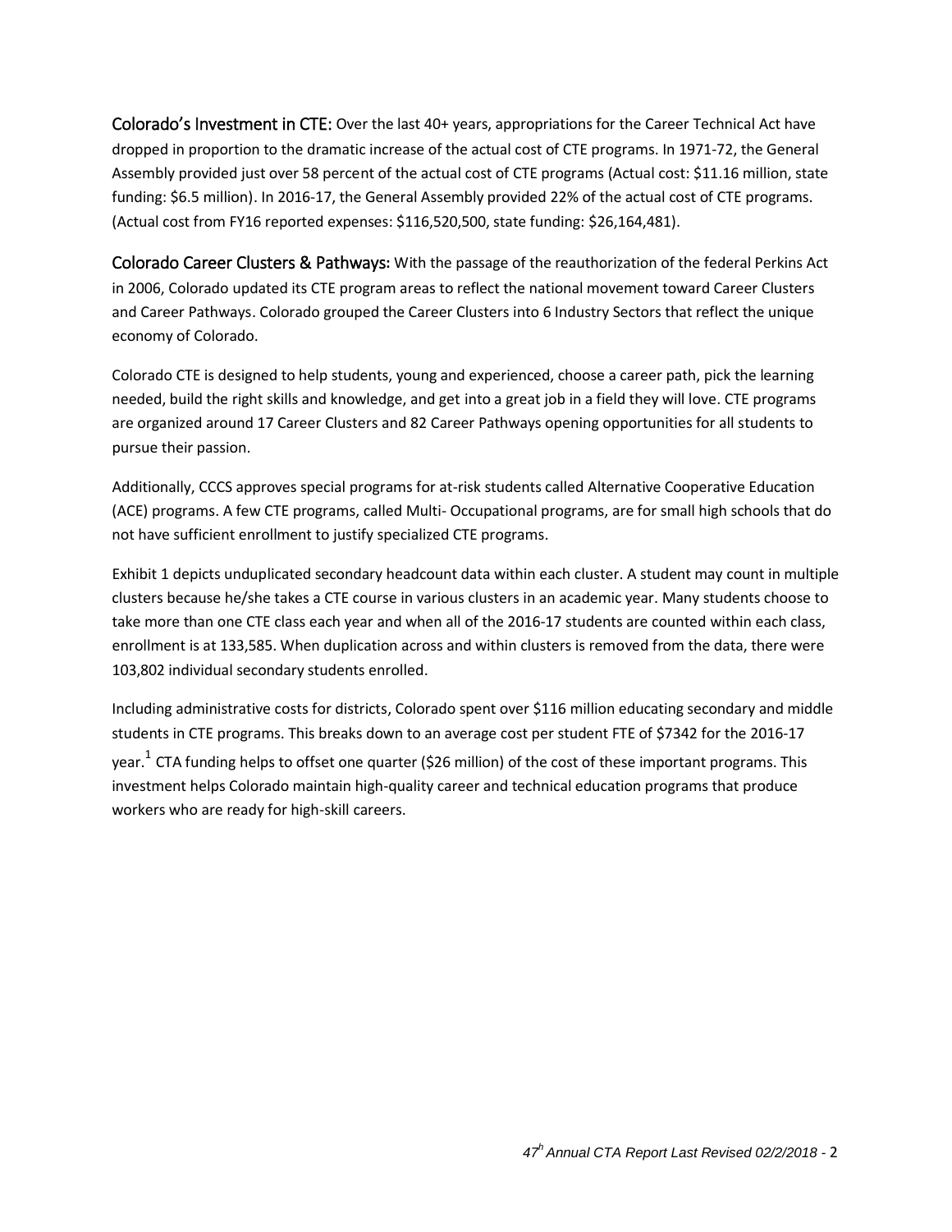**Colorado's Investment in CTE:** Over the last 40+ years, appropriations for the Career Technical Act have dropped in proportion to the dramatic increase of the actual cost of CTE programs. In 1971-72, the General Assembly provided just over 58 percent of the actual cost of CTE programs (Actual cost: $11.16 million, state funding: $6.5 million). In 2016-17, the General Assembly provided 22% of the actual cost of CTE programs. (Actual cost from FY16 reported expenses: $116,520,500, state funding: $26,164,481).

**Colorado Career Clusters & Pathways:** With the passage of the reauthorization of the federal Perkins Act in 2006, Colorado updated its CTE program areas to reflect the national movement toward Career Clusters and Career Pathways. Colorado grouped the Career Clusters into 6 Industry Sectors that reflect the unique economy of Colorado.

Colorado CTE is designed to help students, young and experienced, choose a career path, pick the learning needed, build the right skills and knowledge, and get into a great job in a field they will love. CTE programs are organized around 17 Career Clusters and 82 Career Pathways opening opportunities for all students to pursue their passion.

Additionally, CCCS approves special programs for at-risk students called Alternative Cooperative Education (ACE) programs. A few CTE programs, called Multi- Occupational programs, are for small high schools that do not have sufficient enrollment to justify specialized CTE programs.

Exhibit 1 depicts unduplicated secondary headcount data within each cluster. A student may count in multiple clusters because he/she takes a CTE course in various clusters in an academic year. Many students choose to take more than one CTE class each year and when all of the 2016-17 students are counted within each class, enrollment is at 133,585. When duplication across and within clusters is removed from the data, there were 103,802 individual secondary students enrolled.

Including administrative costs for districts, Colorado spent over $116 million educating secondary and middle students in CTE programs. This breaks down to an average cost per student FTE of $7342 for the 2016-17 year.[1] CTA funding helps to offset one quarter ($26 million) of the cost of these important programs. This investment helps Colorado maintain high-quality career and technical education programs that produce workers who are ready for high-skill careers.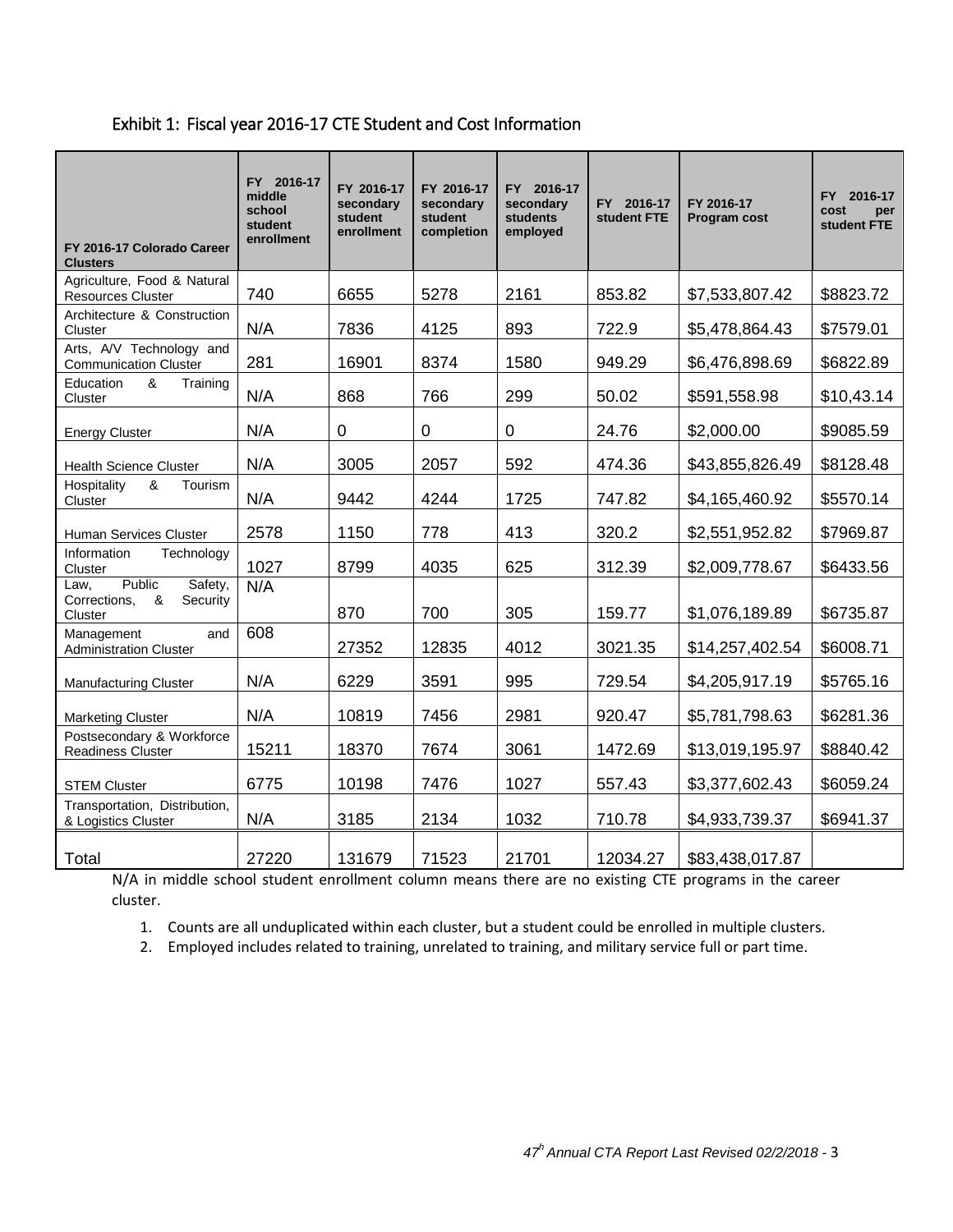Exhibit 1: Fiscal year 2016-17 CTE Student and Cost Information

| FY 2016-17 Colorado Career Clusters | FY 2016-17 middle school student enrollment | FY 2016-17 secondary student enrollment | FY 2016-17 secondary student completion | FY 2016-17 secondary students employed | FY 2016-17 student FTE | FY 2016-17 Program cost | FY 2016-17 cost per student FTE |
|---|---|---|---|---|---|---|---|
| Agriculture, Food & Natural Resources Cluster | 740 | 6655 | 5278 | 2161 | 853.82 | $7,533,807.42 | $8823.72 |
| Architecture & Construction Cluster | N/A | 7836 | 4125 | 893 | 722.9 | $5,478,864.43 | $7579.01 |
| Arts, A/V Technology and Communication Cluster | 281 | 16901 | 8374 | 1580 | 949.29 | $6,476,898.69 | $6822.89 |
| Education & Training Cluster | N/A | 868 | 766 | 299 | 50.02 | $591,558.98 | $10,43.14 |
| Energy Cluster | N/A | 0 | 0 | 0 | 24.76 | $2,000.00 | $9085.59 |
| Health Science Cluster | N/A | 3005 | 2057 | 592 | 474.36 | $43,855,826.49 | $8128.48 |
| Hospitality & Tourism Cluster | N/A | 9442 | 4244 | 1725 | 747.82 | $4,165,460.92 | $5570.14 |
| Human Services Cluster | 2578 | 1150 | 778 | 413 | 320.2 | $2,551,952.82 | $7969.87 |
| Information Technology Cluster | 1027 | 8799 | 4035 | 625 | 312.39 | $2,009,778.67 | $6433.56 |
| Law, Public Safety, Corrections, & Security Cluster | N/A | 870 | 700 | 305 | 159.77 | $1,076,189.89 | $6735.87 |
| Management and Administration Cluster | 608 | 27352 | 12835 | 4012 | 3021.35 | $14,257,402.54 | $6008.71 |
| Manufacturing Cluster | N/A | 6229 | 3591 | 995 | 729.54 | $4,205,917.19 | $5765.16 |
| Marketing Cluster | N/A | 10819 | 7456 | 2981 | 920.47 | $5,781,798.63 | $6281.36 |
| Postsecondary & Workforce Readiness Cluster | 15211 | 18370 | 7674 | 3061 | 1472.69 | $13,019,195.97 | $8840.42 |
| STEM Cluster | 6775 | 10198 | 7476 | 1027 | 557.43 | $3,377,602.43 | $6059.24 |
| Transportation, Distribution, & Logistics Cluster | N/A | 3185 | 2134 | 1032 | 710.78 | $4,933,739.37 | $6941.37 |
| Total | 27220 | 131679 | 71523 | 21701 | 12034.27 | $83,438,017.87 | |

N/A in middle school student enrollment column means there are no existing CTE programs in the career cluster.

1. Counts are all unduplicated within each cluster, but a student could be enrolled in multiple clusters.
2. Employed includes related to training, unrelated to training, and military service full or part time.